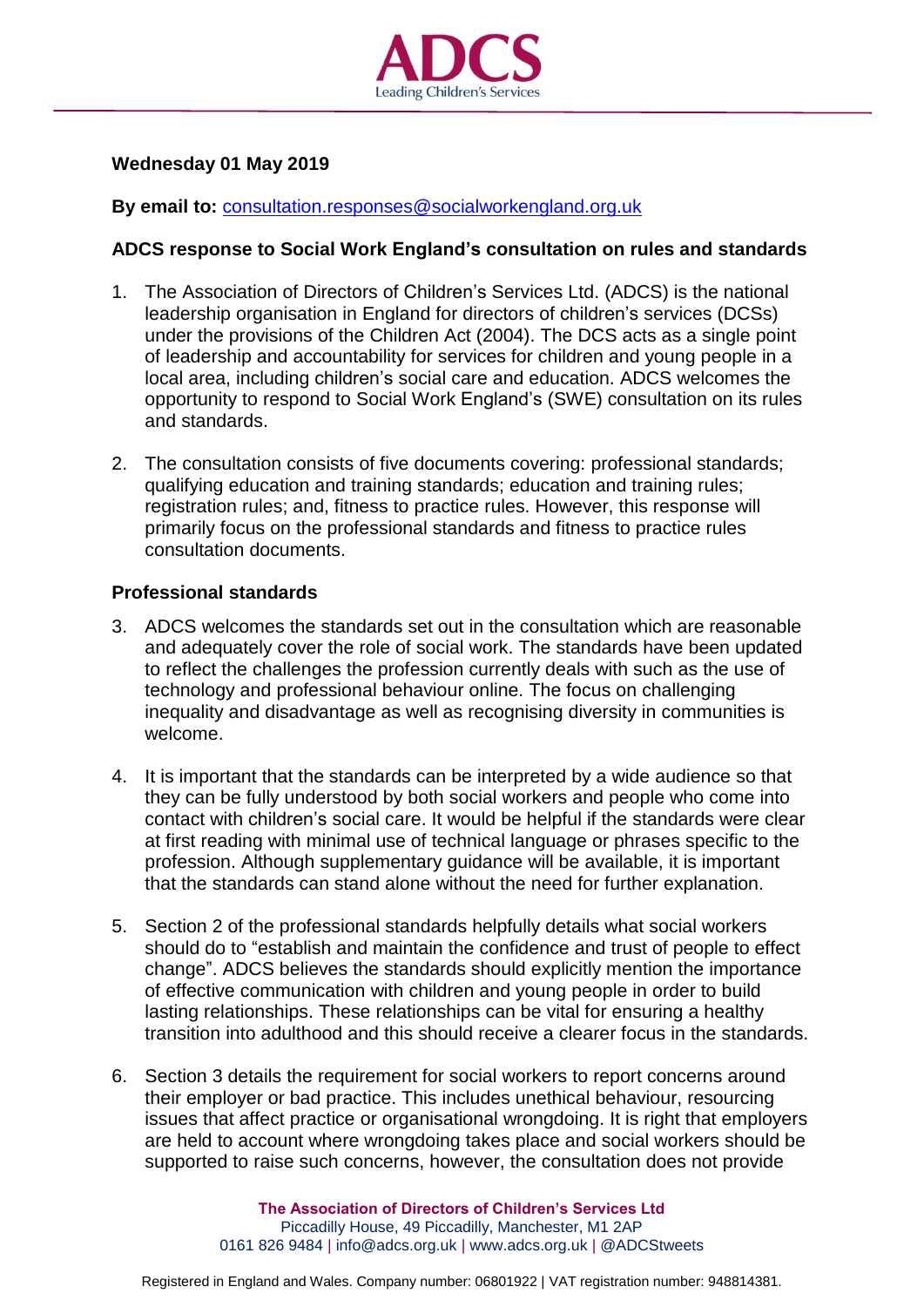**Wednesday 01 May 2019**

**By email to:** consultation.responses@socialworkengland.org.uk

**ADCS response to Social Work England's consultation on rules and standards**

1. The Association of Directors of Children's Services Ltd. (ADCS) is the national leadership organisation in England for directors of children's services (DCSs) under the provisions of the Children Act (2004). The DCS acts as a single point of leadership and accountability for services for children and young people in a local area, including children's social care and education. ADCS welcomes the opportunity to respond to Social Work England's (SWE) consultation on its rules and standards.

2. The consultation consists of five documents covering: professional standards; qualifying education and training standards; education and training rules; registration rules; and, fitness to practice rules. However, this response will primarily focus on the professional standards and fitness to practice rules consultation documents.

**Professional standards**

3. ADCS welcomes the standards set out in the consultation which are reasonable and adequately cover the role of social work. The standards have been updated to reflect the challenges the profession currently deals with such as the use of technology and professional behaviour online. The focus on challenging inequality and disadvantage as well as recognising diversity in communities is welcome.

4. It is important that the standards can be interpreted by a wide audience so that they can be fully understood by both social workers and people who come into contact with children's social care. It would be helpful if the standards were clear at first reading with minimal use of technical language or phrases specific to the profession. Although supplementary guidance will be available, it is important that the standards can stand alone without the need for further explanation.

5. Section 2 of the professional standards helpfully details what social workers should do to "establish and maintain the confidence and trust of people to effect change". ADCS believes the standards should explicitly mention the importance of effective communication with children and young people in order to build lasting relationships. These relationships can be vital for ensuring a healthy transition into adulthood and this should receive a clearer focus in the standards.

6. Section 3 details the requirement for social workers to report concerns around their employer or bad practice. This includes unethical behaviour, resourcing issues that affect practice or organisational wrongdoing. It is right that employers are held to account where wrongdoing takes place and social workers should be supported to raise such concerns, however, the consultation does not provide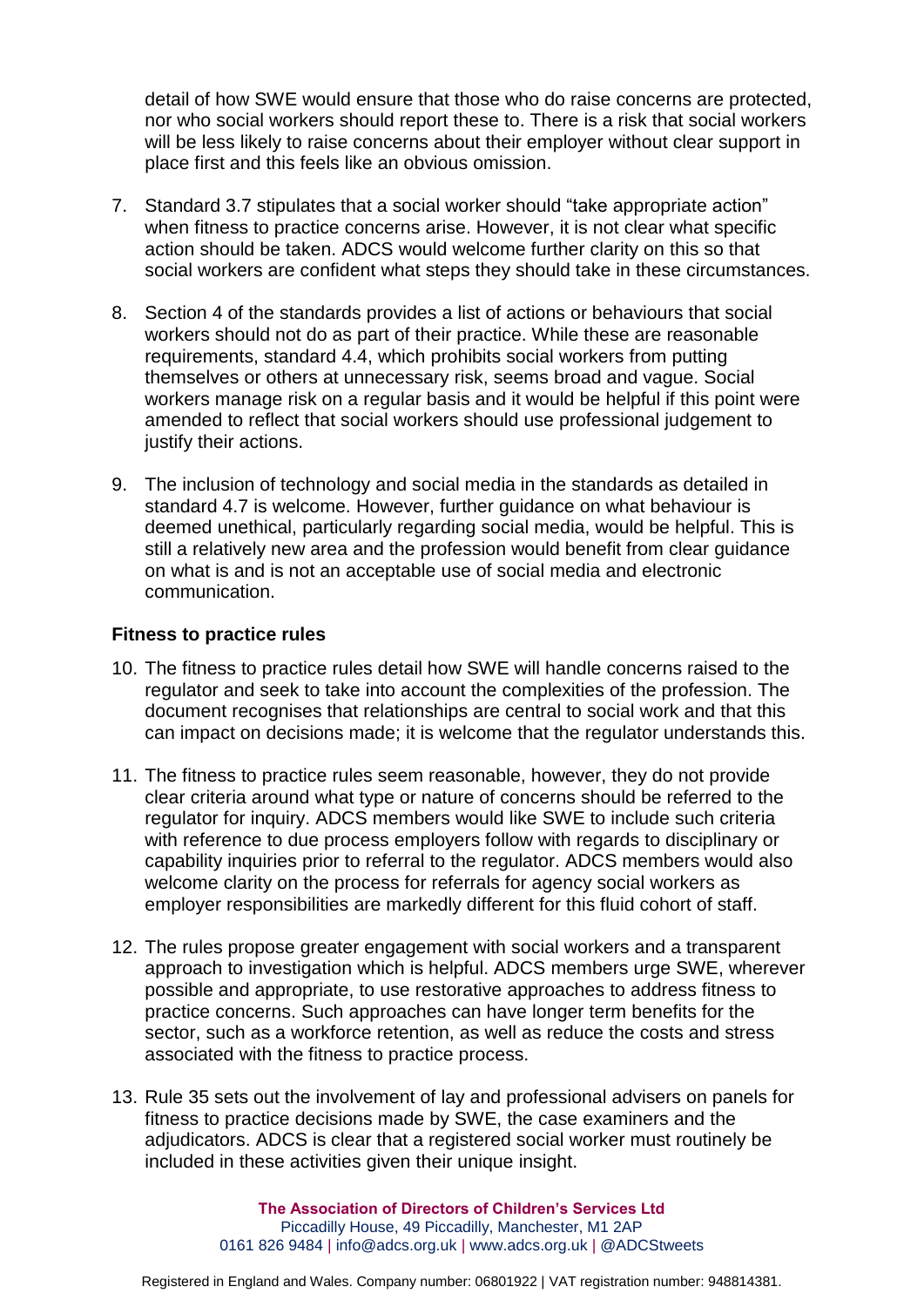detail of how SWE would ensure that those who do raise concerns are protected, nor who social workers should report these to. There is a risk that social workers will be less likely to raise concerns about their employer without clear support in place first and this feels like an obvious omission.

7. Standard 3.7 stipulates that a social worker should "take appropriate action" when fitness to practice concerns arise. However, it is not clear what specific action should be taken. ADCS would welcome further clarity on this so that social workers are confident what steps they should take in these circumstances.

8. Section 4 of the standards provides a list of actions or behaviours that social workers should not do as part of their practice. While these are reasonable requirements, standard 4.4, which prohibits social workers from putting themselves or others at unnecessary risk, seems broad and vague. Social workers manage risk on a regular basis and it would be helpful if this point were amended to reflect that social workers should use professional judgement to justify their actions.

9. The inclusion of technology and social media in the standards as detailed in standard 4.7 is welcome. However, further guidance on what behaviour is deemed unethical, particularly regarding social media, would be helpful. This is still a relatively new area and the profession would benefit from clear guidance on what is and is not an acceptable use of social media and electronic communication.

**Fitness to practice rules**

10. The fitness to practice rules detail how SWE will handle concerns raised to the regulator and seek to take into account the complexities of the profession. The document recognises that relationships are central to social work and that this can impact on decisions made; it is welcome that the regulator understands this.

11. The fitness to practice rules seem reasonable, however, they do not provide clear criteria around what type or nature of concerns should be referred to the regulator for inquiry. ADCS members would like SWE to include such criteria with reference to due process employers follow with regards to disciplinary or capability inquiries prior to referral to the regulator. ADCS members would also welcome clarity on the process for referrals for agency social workers as employer responsibilities are markedly different for this fluid cohort of staff.

12. The rules propose greater engagement with social workers and a transparent approach to investigation which is helpful. ADCS members urge SWE, wherever possible and appropriate, to use restorative approaches to address fitness to practice concerns. Such approaches can have longer term benefits for the sector, such as a workforce retention, as well as reduce the costs and stress associated with the fitness to practice process.

13. Rule 35 sets out the involvement of lay and professional advisers on panels for fitness to practice decisions made by SWE, the case examiners and the adjudicators. ADCS is clear that a registered social worker must routinely be included in these activities given their unique insight.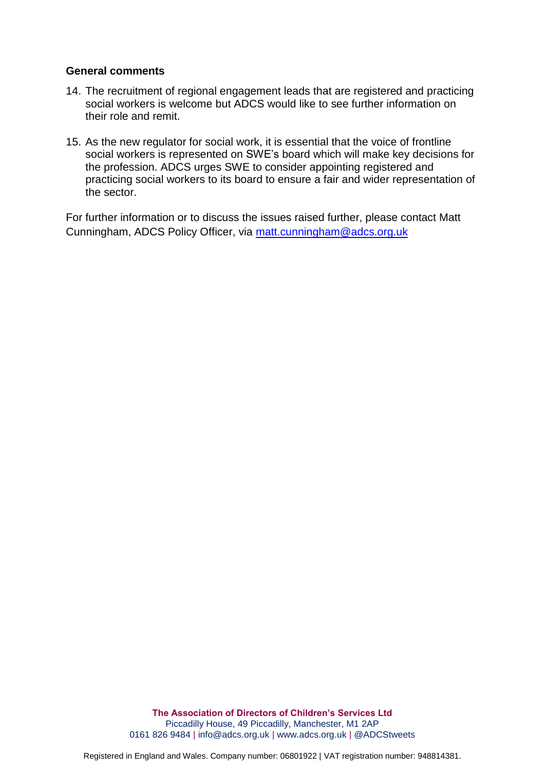**General comments**

14. The recruitment of regional engagement leads that are registered and practicing social workers is welcome but ADCS would like to see further information on their role and remit.

15. As the new regulator for social work, it is essential that the voice of frontline social workers is represented on SWE's board which will make key decisions for the profession. ADCS urges SWE to consider appointing registered and practicing social workers to its board to ensure a fair and wider representation of the sector.

For further information or to discuss the issues raised further, please contact Matt Cunningham, ADCS Policy Officer, via matt.cunningham@adcs.org.uk

**The Association of Directors of Children's Services Ltd**
Piccadilly House, 49 Piccadilly, Manchester, M1 2AP
0161 826 9484 | info@adcs.org.uk | www.adcs.org.uk | @ADCStweets

Registered in England and Wales. Company number: 06801922 | VAT registration number: 948814381.